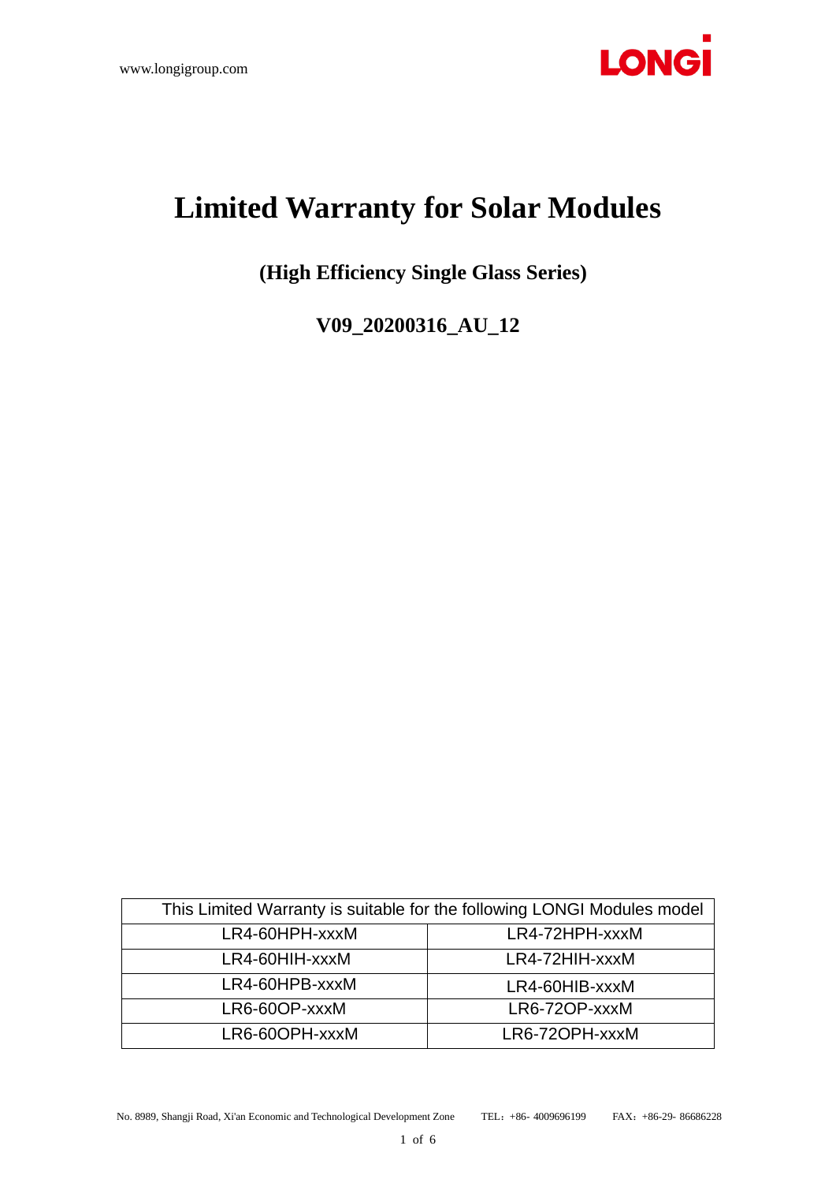# Limited Warranty for Solar Modules

## (High Efficiency Single Glass Series)

## V09_20200316_AU_12

| This Limited Warranty is suitable for the following LONGI Modules model | |
|---|---|
| LR4-60HPH-xxxM | LR4-72HPH-xxxM |
| LR4-60HIH-xxxM | LR4-72HIH-xxxM |
| LR4-60HPB-xxxM | LR4-60HIB-xxxM |
| LR6-60OP-xxxM | LR6-72OP-xxxM |
| LR6-60OPH-xxxM | LR6-72OPH-xxxM |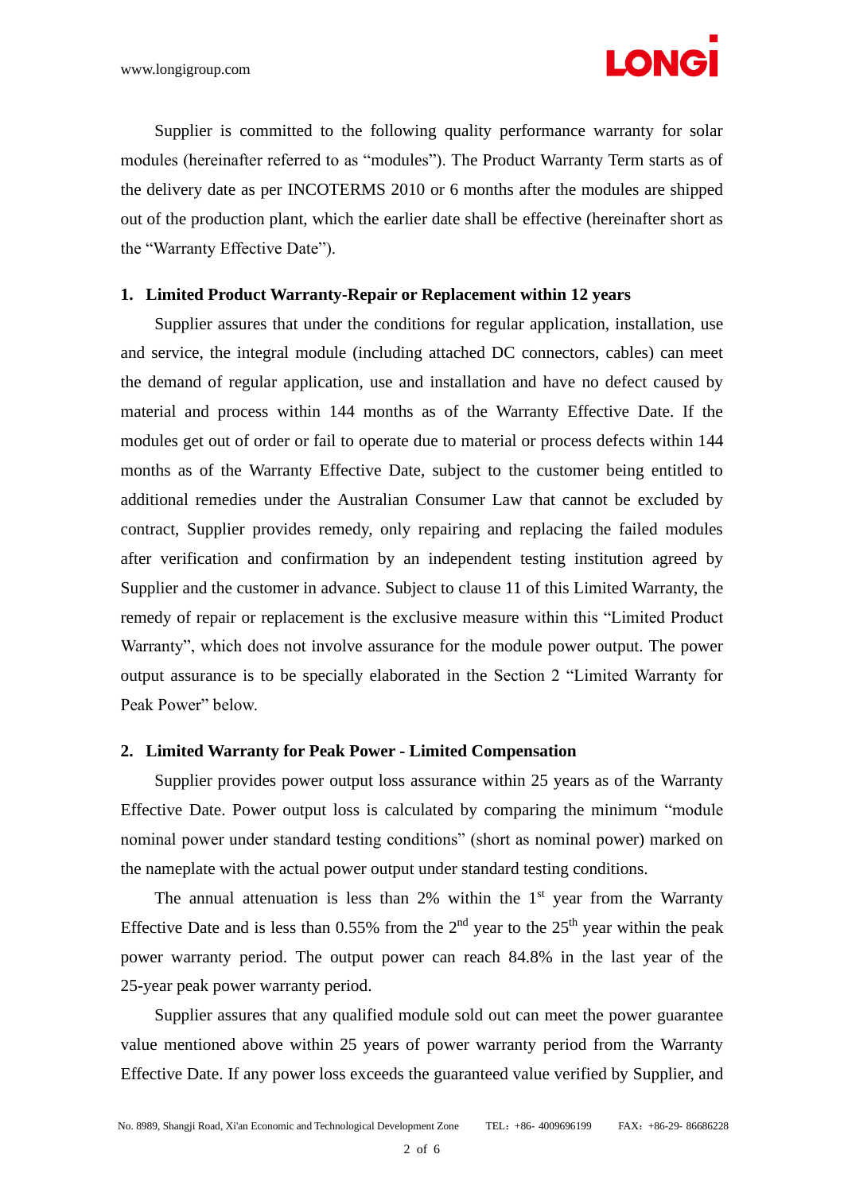Supplier is committed to the following quality performance warranty for solar modules (hereinafter referred to as “modules”). The Product Warranty Term starts as of the delivery date as per INCOTERMS 2010 or 6 months after the modules are shipped out of the production plant, which the earlier date shall be effective (hereinafter short as the “Warranty Effective Date”).

## 1. Limited Product Warranty-Repair or Replacement within 12 years

Supplier assures that under the conditions for regular application, installation, use and service, the integral module (including attached DC connectors, cables) can meet the demand of regular application, use and installation and have no defect caused by material and process within 144 months as of the Warranty Effective Date. If the modules get out of order or fail to operate due to material or process defects within 144 months as of the Warranty Effective Date, subject to the customer being entitled to additional remedies under the Australian Consumer Law that cannot be excluded by contract, Supplier provides remedy, only repairing and replacing the failed modules after verification and confirmation by an independent testing institution agreed by Supplier and the customer in advance. Subject to clause 11 of this Limited Warranty, the remedy of repair or replacement is the exclusive measure within this “Limited Product Warranty”, which does not involve assurance for the module power output. The power output assurance is to be specially elaborated in the Section 2 “Limited Warranty for Peak Power” below.

## 2. Limited Warranty for Peak Power - Limited Compensation

Supplier provides power output loss assurance within 25 years as of the Warranty Effective Date. Power output loss is calculated by comparing the minimum “module nominal power under standard testing conditions” (short as nominal power) marked on the nameplate with the actual power output under standard testing conditions.

The annual attenuation is less than 2% within the 1st year from the Warranty Effective Date and is less than 0.55% from the 2nd year to the 25th year within the peak power warranty period. The output power can reach 84.8% in the last year of the 25-year peak power warranty period.

Supplier assures that any qualified module sold out can meet the power guarantee value mentioned above within 25 years of power warranty period from the Warranty Effective Date. If any power loss exceeds the guaranteed value verified by Supplier, and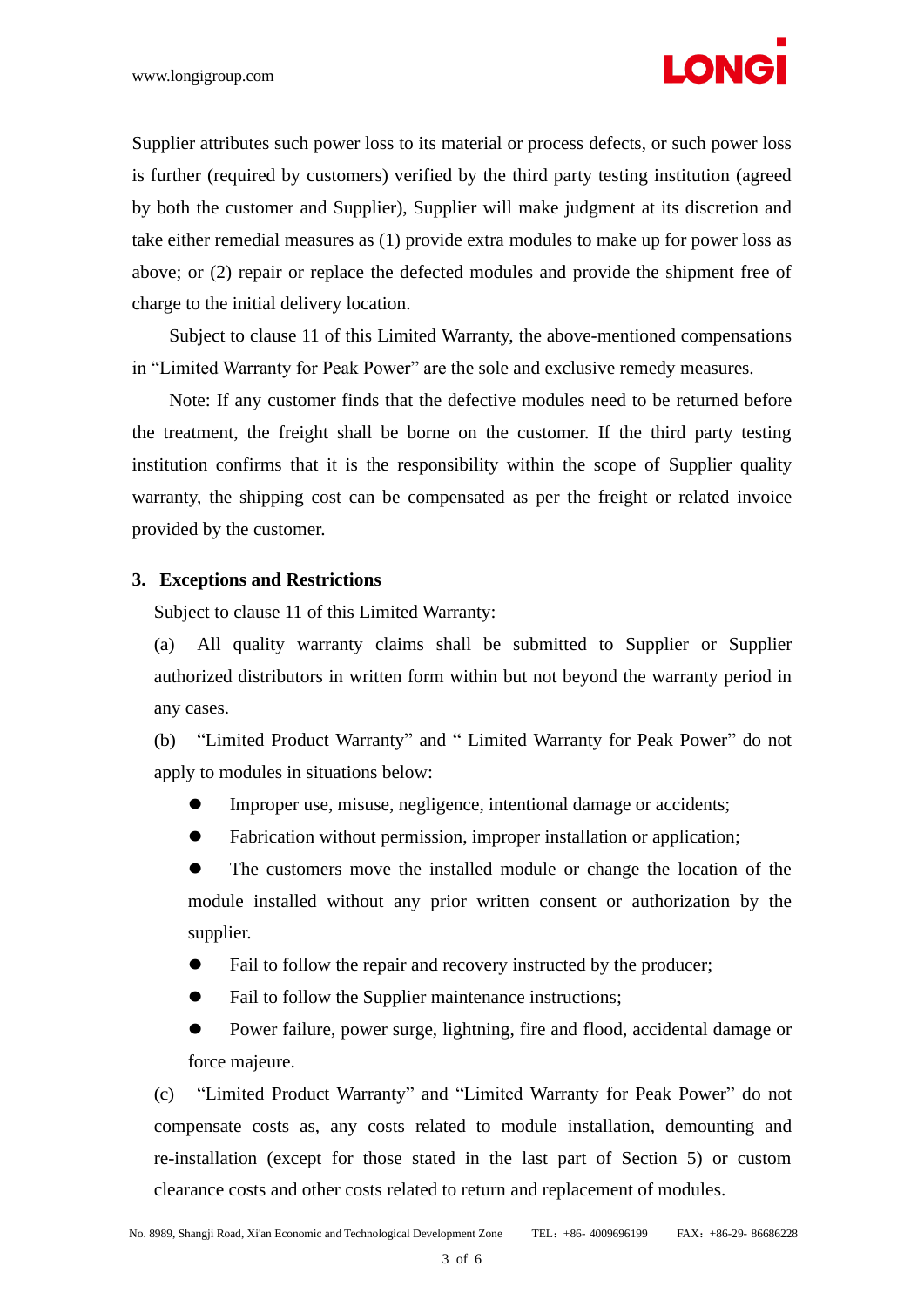Supplier attributes such power loss to its material or process defects, or such power loss is further (required by customers) verified by the third party testing institution (agreed by both the customer and Supplier), Supplier will make judgment at its discretion and take either remedial measures as (1) provide extra modules to make up for power loss as above; or (2) repair or replace the defected modules and provide the shipment free of charge to the initial delivery location.

Subject to clause 11 of this Limited Warranty, the above-mentioned compensations in "Limited Warranty for Peak Power" are the sole and exclusive remedy measures.

Note: If any customer finds that the defective modules need to be returned before the treatment, the freight shall be borne on the customer. If the third party testing institution confirms that it is the responsibility within the scope of Supplier quality warranty, the shipping cost can be compensated as per the freight or related invoice provided by the customer.

**3. Exceptions and Restrictions**

Subject to clause 11 of this Limited Warranty:

(a) All quality warranty claims shall be submitted to Supplier or Supplier authorized distributors in written form within but not beyond the warranty period in any cases.

(b) "Limited Product Warranty" and " Limited Warranty for Peak Power" do not apply to modules in situations below:

- Improper use, misuse, negligence, intentional damage or accidents;
- Fabrication without permission, improper installation or application;
- The customers move the installed module or change the location of the module installed without any prior written consent or authorization by the supplier.
- Fail to follow the repair and recovery instructed by the producer;
- Fail to follow the Supplier maintenance instructions;
- Power failure, power surge, lightning, fire and flood, accidental damage or force majeure.

(c) "Limited Product Warranty" and "Limited Warranty for Peak Power" do not compensate costs as, any costs related to module installation, demounting and re-installation (except for those stated in the last part of Section 5) or custom clearance costs and other costs related to return and replacement of modules.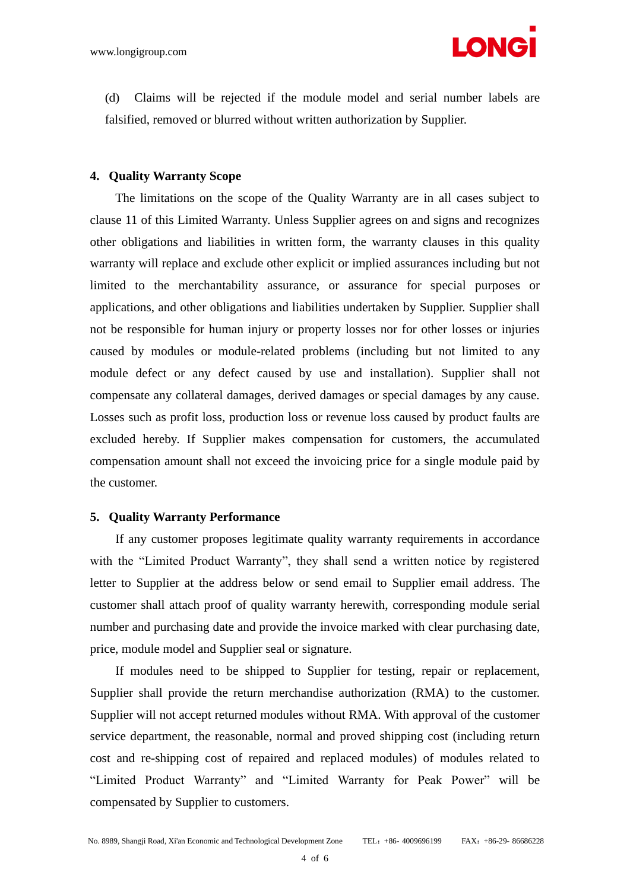(d) Claims will be rejected if the module model and serial number labels are falsified, removed or blurred without written authorization by Supplier.

## 4. Quality Warranty Scope

The limitations on the scope of the Quality Warranty are in all cases subject to clause 11 of this Limited Warranty. Unless Supplier agrees on and signs and recognizes other obligations and liabilities in written form, the warranty clauses in this quality warranty will replace and exclude other explicit or implied assurances including but not limited to the merchantability assurance, or assurance for special purposes or applications, and other obligations and liabilities undertaken by Supplier. Supplier shall not be responsible for human injury or property losses nor for other losses or injuries caused by modules or module-related problems (including but not limited to any module defect or any defect caused by use and installation). Supplier shall not compensate any collateral damages, derived damages or special damages by any cause. Losses such as profit loss, production loss or revenue loss caused by product faults are excluded hereby. If Supplier makes compensation for customers, the accumulated compensation amount shall not exceed the invoicing price for a single module paid by the customer.

## 5. Quality Warranty Performance

If any customer proposes legitimate quality warranty requirements in accordance with the "Limited Product Warranty", they shall send a written notice by registered letter to Supplier at the address below or send email to Supplier email address. The customer shall attach proof of quality warranty herewith, corresponding module serial number and purchasing date and provide the invoice marked with clear purchasing date, price, module model and Supplier seal or signature.

If modules need to be shipped to Supplier for testing, repair or replacement, Supplier shall provide the return merchandise authorization (RMA) to the customer. Supplier will not accept returned modules without RMA. With approval of the customer service department, the reasonable, normal and proved shipping cost (including return cost and re-shipping cost of repaired and replaced modules) of modules related to "Limited Product Warranty" and "Limited Warranty for Peak Power" will be compensated by Supplier to customers.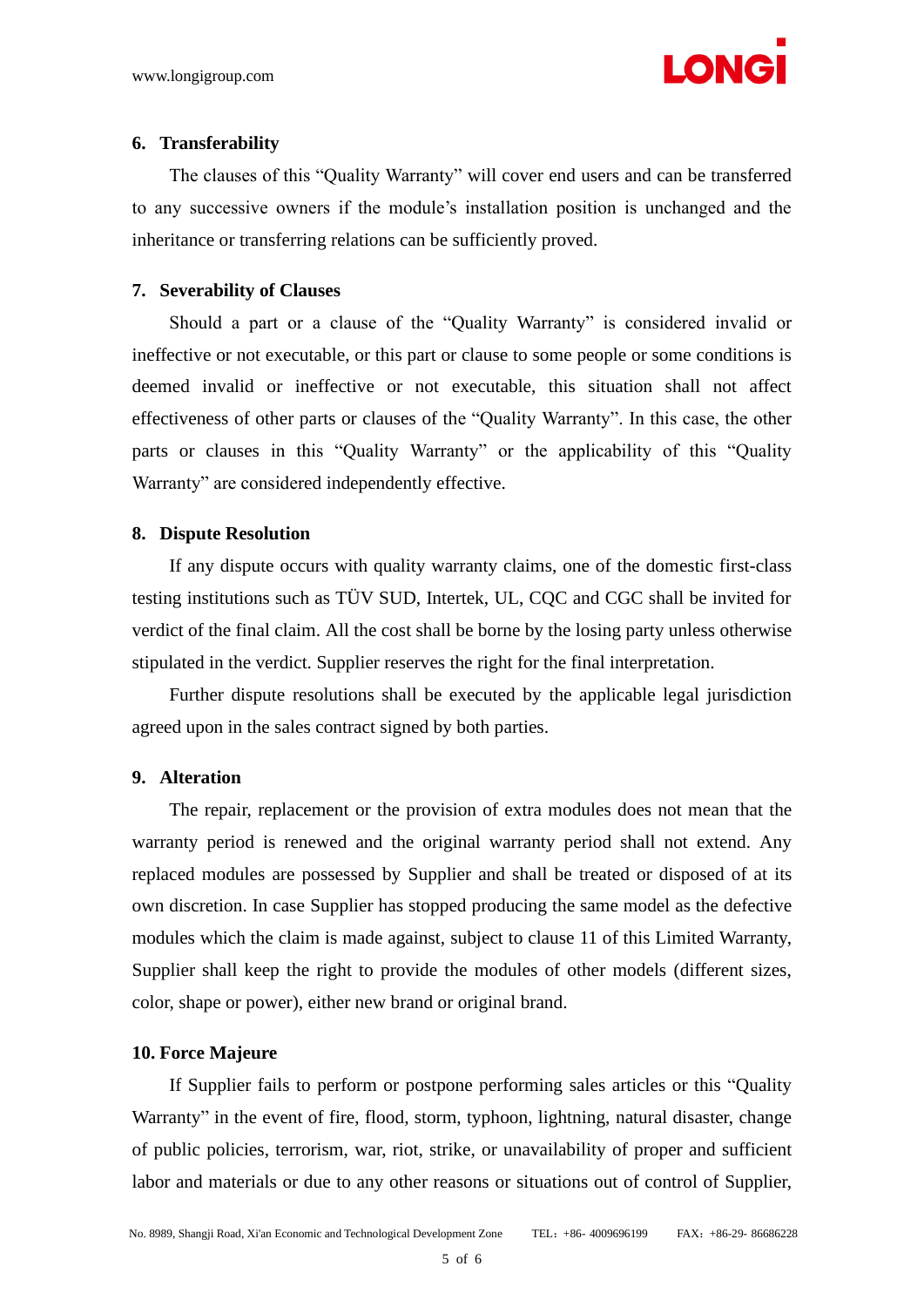### 6. Transferability

The clauses of this "Quality Warranty" will cover end users and can be transferred to any successive owners if the module's installation position is unchanged and the inheritance or transferring relations can be sufficiently proved.

### 7. Severability of Clauses

Should a part or a clause of the "Quality Warranty" is considered invalid or ineffective or not executable, or this part or clause to some people or some conditions is deemed invalid or ineffective or not executable, this situation shall not affect effectiveness of other parts or clauses of the "Quality Warranty". In this case, the other parts or clauses in this "Quality Warranty" or the applicability of this "Quality Warranty" are considered independently effective.

### 8. Dispute Resolution

If any dispute occurs with quality warranty claims, one of the domestic first-class testing institutions such as TÜV SUD, Intertek, UL, CQC and CGC shall be invited for verdict of the final claim. All the cost shall be borne by the losing party unless otherwise stipulated in the verdict. Supplier reserves the right for the final interpretation.

Further dispute resolutions shall be executed by the applicable legal jurisdiction agreed upon in the sales contract signed by both parties.

### 9. Alteration

The repair, replacement or the provision of extra modules does not mean that the warranty period is renewed and the original warranty period shall not extend. Any replaced modules are possessed by Supplier and shall be treated or disposed of at its own discretion. In case Supplier has stopped producing the same model as the defective modules which the claim is made against, subject to clause 11 of this Limited Warranty, Supplier shall keep the right to provide the modules of other models (different sizes, color, shape or power), either new brand or original brand.

### 10. Force Majeure

If Supplier fails to perform or postpone performing sales articles or this "Quality Warranty" in the event of fire, flood, storm, typhoon, lightning, natural disaster, change of public policies, terrorism, war, riot, strike, or unavailability of proper and sufficient labor and materials or due to any other reasons or situations out of control of Supplier,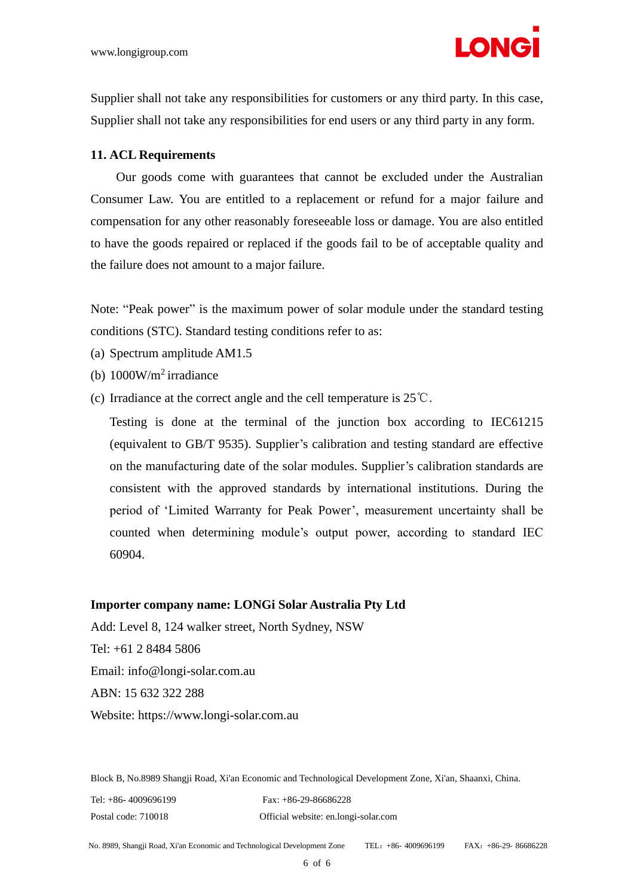Supplier shall not take any responsibilities for customers or any third party. In this case, Supplier shall not take any responsibilities for end users or any third party in any form.

**11. ACL Requirements**

Our goods come with guarantees that cannot be excluded under the Australian Consumer Law. You are entitled to a replacement or refund for a major failure and compensation for any other reasonably foreseeable loss or damage. You are also entitled to have the goods repaired or replaced if the goods fail to be of acceptable quality and the failure does not amount to a major failure.

Note: "Peak power" is the maximum power of solar module under the standard testing conditions (STC). Standard testing conditions refer to as:

(a) Spectrum amplitude AM1.5

(b) 1000W/$m^2$ irradiance

(c) Irradiance at the correct angle and the cell temperature is 25℃.

Testing is done at the terminal of the junction box according to IEC61215 (equivalent to GB/T 9535). Supplier's calibration and testing standard are effective on the manufacturing date of the solar modules. Supplier's calibration standards are consistent with the approved standards by international institutions. During the period of 'Limited Warranty for Peak Power', measurement uncertainty shall be counted when determining module's output power, according to standard IEC 60904.

**Importer company name: LONGi Solar Australia Pty Ltd**

Add: Level 8, 124 walker street, North Sydney, NSW

Tel: +61 2 8484 5806

Email: info@longi-solar.com.au

ABN: 15 632 322 288

Website: https://www.longi-solar.com.au

Block B, No.8989 Shangji Road, Xi'an Economic and Technological Development Zone, Xi'an, Shaanxi, China.

Tel: +86- 4009696199 Fax: +86-29-86686228

Postal code: 710018 Official website: en.longi-solar.com